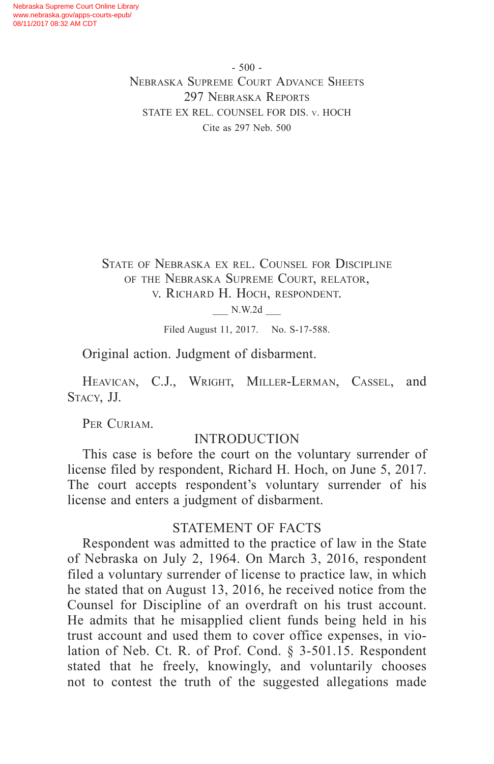State of Nebraska ex rel. Counsel for Discipline of the Nebraska Supreme Court, relator, v. Richard H. Hoch, respondent.

___ N.W.2d ___

Filed August 11, 2017. No. S-17-588.

Original action. Judgment of disbarment.

Heavican, C.J., Wright, Miller-Lerman, Cassel, and Stacy, JJ.

Per Curiam.

## INTRODUCTION

This case is before the court on the voluntary surrender of license filed by respondent, Richard H. Hoch, on June 5, 2017. The court accepts respondent's voluntary surrender of his license and enters a judgment of disbarment.

## STATEMENT OF FACTS

Respondent was admitted to the practice of law in the State of Nebraska on July 2, 1964. On March 3, 2016, respondent filed a voluntary surrender of license to practice law, in which he stated that on August 13, 2016, he received notice from the Counsel for Discipline of an overdraft on his trust account. He admits that he misapplied client funds being held in his trust account and used them to cover office expenses, in violation of Neb. Ct. R. of Prof. Cond. § 3-501.15. Respondent stated that he freely, knowingly, and voluntarily chooses not to contest the truth of the suggested allegations made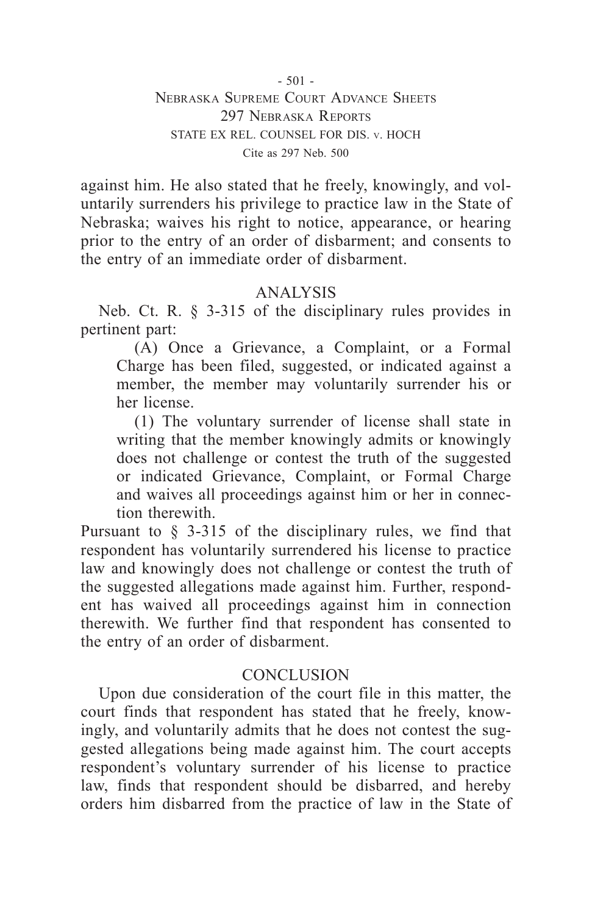against him. He also stated that he freely, knowingly, and voluntarily surrenders his privilege to practice law in the State of Nebraska; waives his right to notice, appearance, or hearing prior to the entry of an order of disbarment; and consents to the entry of an immediate order of disbarment.

## ANALYSIS

Neb. Ct. R. § 3-315 of the disciplinary rules provides in pertinent part:

> (A) Once a Grievance, a Complaint, or a Formal Charge has been filed, suggested, or indicated against a member, the member may voluntarily surrender his or her license.
>
> (1) The voluntary surrender of license shall state in writing that the member knowingly admits or knowingly does not challenge or contest the truth of the suggested or indicated Grievance, Complaint, or Formal Charge and waives all proceedings against him or her in connection therewith.

Pursuant to § 3-315 of the disciplinary rules, we find that respondent has voluntarily surrendered his license to practice law and knowingly does not challenge or contest the truth of the suggested allegations made against him. Further, respondent has waived all proceedings against him in connection therewith. We further find that respondent has consented to the entry of an order of disbarment.

## CONCLUSION

Upon due consideration of the court file in this matter, the court finds that respondent has stated that he freely, knowingly, and voluntarily admits that he does not contest the suggested allegations being made against him. The court accepts respondent's voluntary surrender of his license to practice law, finds that respondent should be disbarred, and hereby orders him disbarred from the practice of law in the State of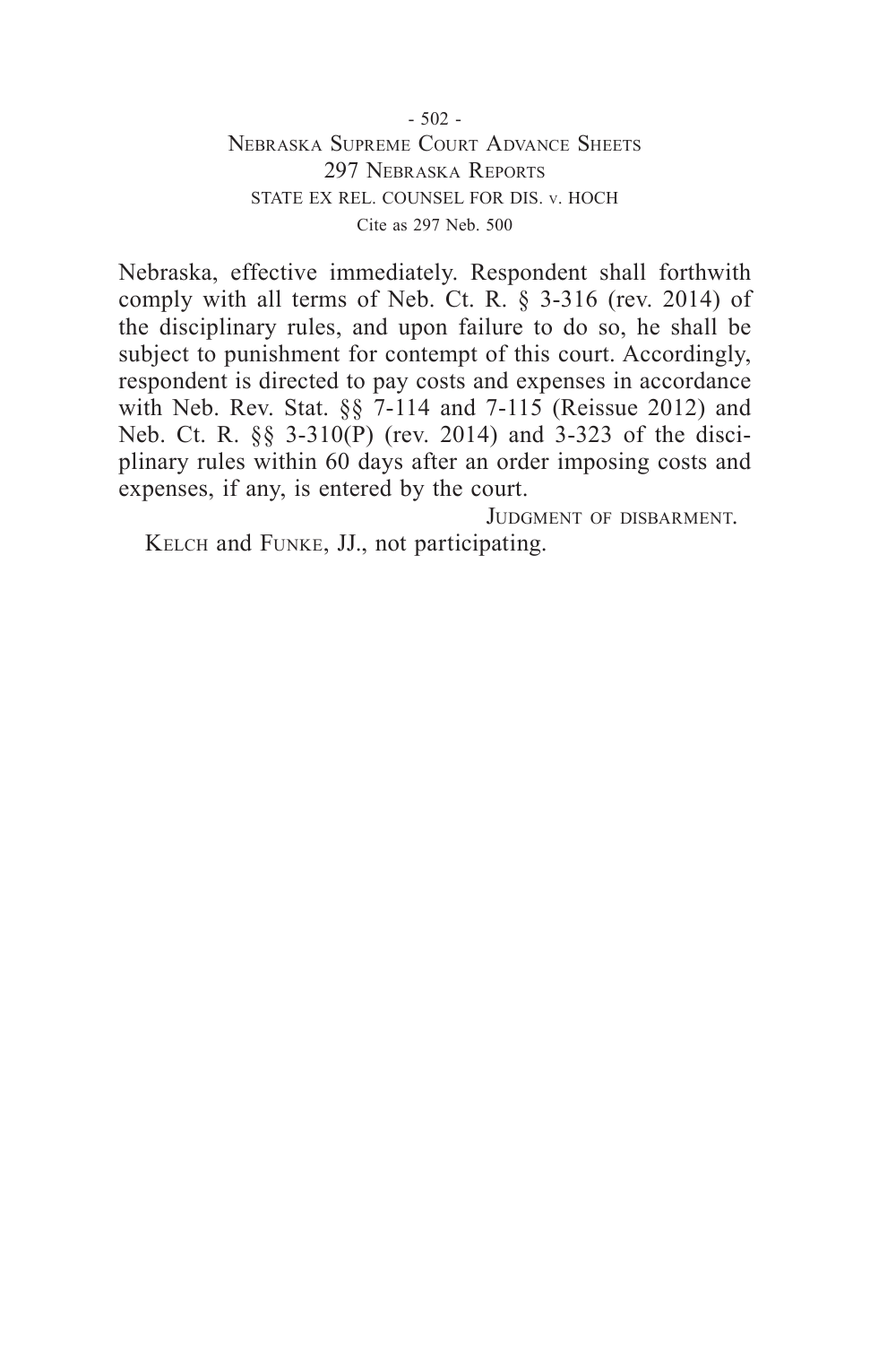Nebraska, effective immediately. Respondent shall forthwith comply with all terms of Neb. Ct. R. § 3-316 (rev. 2014) of the disciplinary rules, and upon failure to do so, he shall be subject to punishment for contempt of this court. Accordingly, respondent is directed to pay costs and expenses in accordance with Neb. Rev. Stat. §§ 7-114 and 7-115 (Reissue 2012) and Neb. Ct. R. §§ 3-310(P) (rev. 2014) and 3-323 of the disciplinary rules within 60 days after an order imposing costs and expenses, if any, is entered by the court.

Judgment of disbarment.

Kelch and Funke, JJ., not participating.